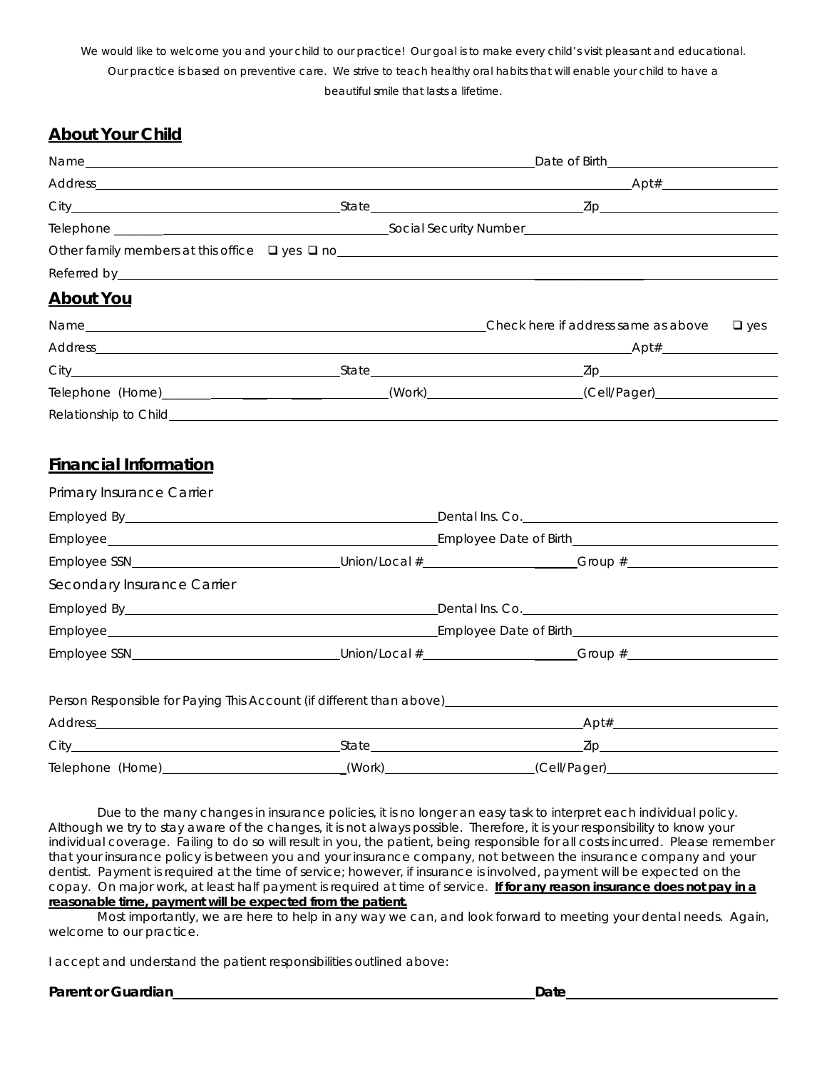We would like to welcome you and your child to our practice! Our goal is to make every child's visit pleasant and educational. Our practice is based on preventive care. We strive to teach healthy oral habits that will enable your child to have a beautiful smile that lasts a lifetime.

## About Your Child

Name\_\_\_\_\_\_\_\_\_\_\_\_\_\_\_\_\_\_\_\_\_\_\_\_\_\_\_\_\_\_\_\_ Date of Birth\_\_\_\_\_\_\_\_\_\_\_\_\_\_\_\_

Address\_\_\_\_\_\_\_\_\_\_\_\_\_\_\_\_\_\_\_\_\_\_\_\_\_\_\_\_\_\_\_\_ Apt#\_\_\_\_\_\_\_\_\_\_

City\_\_\_\_\_\_\_\_\_\_\_\_\_\_\_\_ State\_\_\_\_\_\_\_\_\_\_\_\_\_\_\_\_ Zip\_\_\_\_\_\_\_\_\_\_\_\_

Telephone \_\_\_\_\_\_\_\_\_\_\_\_\_\_\_\_ Social Security Number\_\_\_\_\_\_\_\_\_\_\_\_\_\_\_\_

Other family members at this office ❑ yes ❑ no\_\_\_\_\_\_\_\_\_\_\_\_\_\_\_\_\_\_\_\_\_\_\_\_

Referred by\_\_\_\_\_\_\_\_\_\_\_\_\_\_\_\_\_\_\_\_\_\_\_\_\_\_\_\_\_\_\_\_\_\_\_\_\_\_\_\_\_\_\_\_

## About You

Name\_\_\_\_\_\_\_\_\_\_\_\_\_\_\_\_\_\_\_\_\_\_\_\_\_\_\_\_\_\_\_\_ Check here if address same as above ❑ yes

Address\_\_\_\_\_\_\_\_\_\_\_\_\_\_\_\_\_\_\_\_\_\_\_\_\_\_\_\_\_\_\_\_ Apt#\_\_\_\_\_\_\_\_\_\_

City\_\_\_\_\_\_\_\_\_\_\_\_\_\_\_\_ State\_\_\_\_\_\_\_\_\_\_\_\_\_\_\_\_ Zip\_\_\_\_\_\_\_\_\_\_\_\_

Telephone (Home)\_\_\_\_\_\_\_\_\_\_\_\_\_\_\_\_ (Work)\_\_\_\_\_\_\_\_\_\_\_\_ (Cell/Pager)\_\_\_\_\_\_\_\_\_\_\_\_

Relationship to Child\_\_\_\_\_\_\_\_\_\_\_\_\_\_\_\_\_\_\_\_\_\_\_\_\_\_\_\_\_\_\_\_\_\_\_\_\_\_\_\_

## Financial Information

Primary Insurance Carrier

Employed By\_\_\_\_\_\_\_\_\_\_\_\_\_\_\_\_\_\_\_\_\_\_\_\_ Dental Ins. Co.\_\_\_\_\_\_\_\_\_\_\_\_\_\_\_\_\_\_\_\_\_\_\_\_

Employee\_\_\_\_\_\_\_\_\_\_\_\_\_\_\_\_\_\_\_\_\_\_\_\_ Employee Date of Birth\_\_\_\_\_\_\_\_\_\_\_\_\_\_\_\_

Employee SSN\_\_\_\_\_\_\_\_\_\_\_\_\_\_\_\_ Union/Local #\_\_\_\_\_\_\_\_\_\_\_\_ Group #\_\_\_\_\_\_\_\_\_\_\_\_

Secondary Insurance Carrier

Employed By\_\_\_\_\_\_\_\_\_\_\_\_\_\_\_\_\_\_\_\_\_\_\_\_ Dental Ins. Co.\_\_\_\_\_\_\_\_\_\_\_\_\_\_\_\_\_\_\_\_\_\_\_\_

Employee\_\_\_\_\_\_\_\_\_\_\_\_\_\_\_\_\_\_\_\_\_\_\_\_ Employee Date of Birth\_\_\_\_\_\_\_\_\_\_\_\_\_\_\_\_

Employee SSN\_\_\_\_\_\_\_\_\_\_\_\_\_\_\_\_ Union/Local #\_\_\_\_\_\_\_\_\_\_\_\_ Group #\_\_\_\_\_\_\_\_\_\_\_\_

Person Responsible for Paying This Account (if different than above)\_\_\_\_\_\_\_\_\_\_\_\_\_\_\_\_\_\_\_\_\_\_\_\_

Address\_\_\_\_\_\_\_\_\_\_\_\_\_\_\_\_\_\_\_\_\_\_\_\_\_\_\_\_\_\_\_\_ Apt#\_\_\_\_\_\_\_\_\_\_

City\_\_\_\_\_\_\_\_\_\_\_\_\_\_\_\_ State\_\_\_\_\_\_\_\_\_\_\_\_\_\_\_\_ Zip\_\_\_\_\_\_\_\_\_\_\_\_

Telephone (Home)\_\_\_\_\_\_\_\_\_\_\_\_\_\_\_\_ (Work)\_\_\_\_\_\_\_\_\_\_\_\_ (Cell/Pager)\_\_\_\_\_\_\_\_\_\_\_\_

Due to the many changes in insurance policies, it is no longer an easy task to interpret each individual policy. Although we try to stay aware of the changes, it is not always possible. Therefore, it is your responsibility to know your individual coverage. Failing to do so will result in you, the patient, being responsible for all costs incurred. Please remember that your insurance policy is between you and your insurance company, not between the insurance company and your dentist. Payment is required at the time of service; however, if insurance is involved, payment will be expected on the copay. On major work, at least half payment is required at time of service. **If for any reason insurance does not pay in a reasonable time, payment will be expected from the patient.**

Most importantly, we are here to help in any way we can, and look forward to meeting your dental needs. Again, welcome to our practice.

I accept and understand the patient responsibilities outlined above:

**Parent or Guardian**\_\_\_\_\_\_\_\_\_\_\_\_\_\_\_\_\_\_\_\_\_\_\_\_\_\_\_\_\_\_\_\_ **Date**\_\_\_\_\_\_\_\_\_\_\_\_\_\_\_\_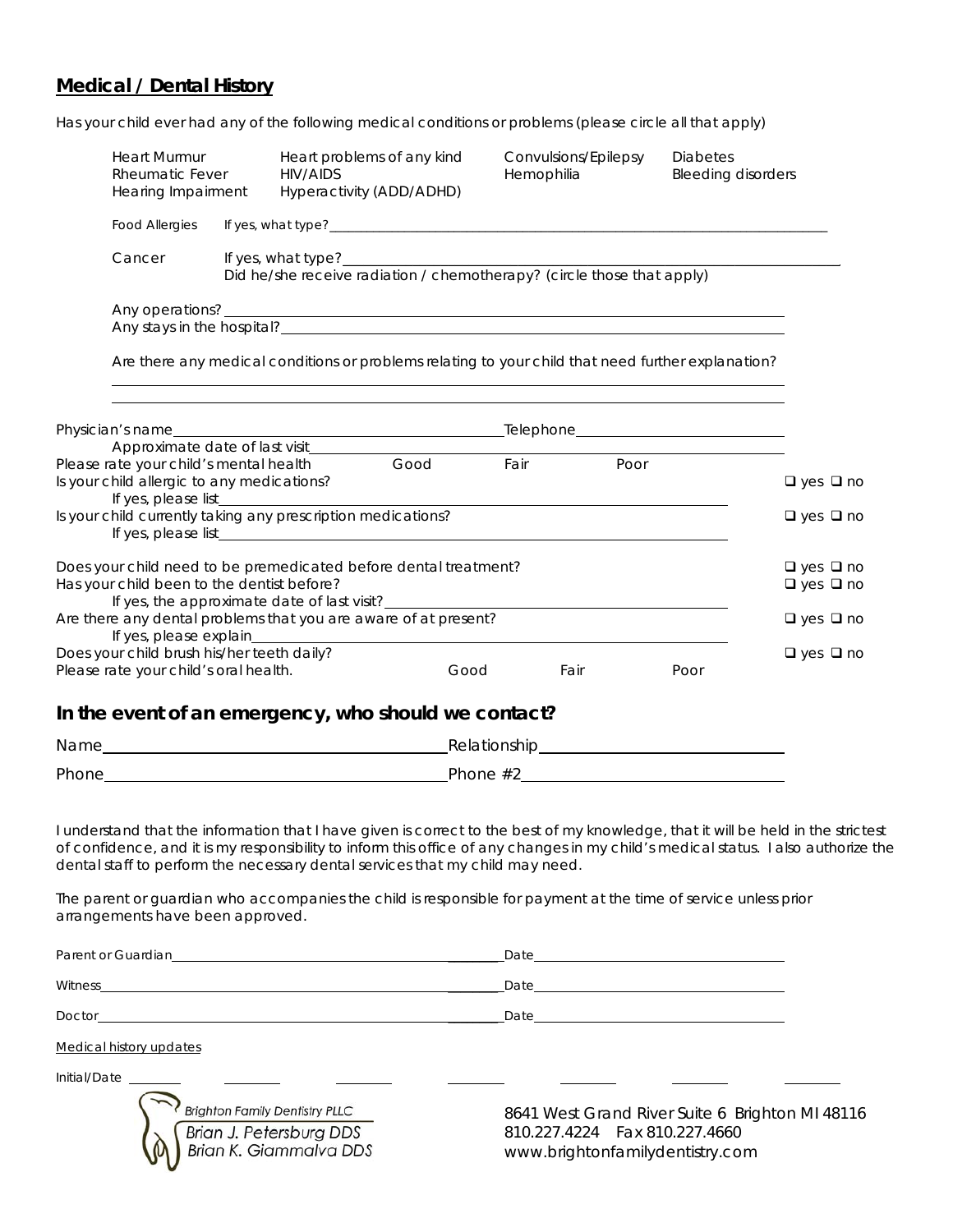## Medical / Dental History

Has your child ever had any of the following medical conditions or problems (please circle all that apply)

| | | | |
|---|---|---|---|
| Heart Murmur | Heart problems of any kind | Convulsions/Epilepsy | Diabetes |
| Rheumatic Fever | HIV/AIDS | Hemophilia | Bleeding disorders |
| Hearing Impairment | Hyperactivity (ADD/ADHD) | | |

Food Allergies If yes, what type?\_\_\_\_\_\_\_\_\_\_\_\_\_\_\_\_\_\_\_\_\_\_\_\_\_\_\_\_\_\_\_\_\_\_\_\_\_\_\_\_

Cancer If yes, what type?\_\_\_\_\_\_\_\_\_\_\_\_\_\_\_\_\_\_\_\_\_\_\_\_\_\_\_\_\_\_\_\_\_\_\_\_\_\_\_\_
Did he/she receive radiation / chemotherapy? (circle those that apply)

Any operations?\_\_\_\_\_\_\_\_\_\_\_\_\_\_\_\_\_\_\_\_\_\_\_\_\_\_\_\_\_\_\_\_\_\_\_\_\_\_\_\_

Any stays in the hospital?\_\_\_\_\_\_\_\_\_\_\_\_\_\_\_\_\_\_\_\_\_\_\_\_\_\_\_\_\_\_\_\_\_\_\_\_\_\_\_\_

Are there any medical conditions or problems relating to your child that need further explanation?

\_\_\_\_\_\_\_\_\_\_\_\_\_\_\_\_\_\_\_\_\_\_\_\_\_\_\_\_\_\_\_\_\_\_\_\_\_\_\_\_\_\_\_\_\_\_\_\_\_\_\_\_\_\_\_\_\_\_\_\_

\_\_\_\_\_\_\_\_\_\_\_\_\_\_\_\_\_\_\_\_\_\_\_\_\_\_\_\_\_\_\_\_\_\_\_\_\_\_\_\_\_\_\_\_\_\_\_\_\_\_\_\_\_\_\_\_\_\_\_\_

Physician's name\_\_\_\_\_\_\_\_\_\_\_\_\_\_\_\_\_\_\_\_\_\_\_\_\_\_\_\_\_\_ Telephone\_\_\_\_\_\_\_\_\_\_\_\_\_\_\_\_\_\_\_\_

Approximate date of last visit\_\_\_\_\_\_\_\_\_\_\_\_\_\_\_\_\_\_\_\_\_\_\_\_\_\_\_\_\_\_

Please rate your child's mental health Good Fair Poor

Is your child allergic to any medications? ❑ yes ❑ no

If yes, please list\_\_\_\_\_\_\_\_\_\_\_\_\_\_\_\_\_\_\_\_\_\_\_\_\_\_\_\_\_\_\_\_\_\_\_\_\_\_\_\_

Is your child currently taking any prescription medications? ❑ yes ❑ no

If yes, please list\_\_\_\_\_\_\_\_\_\_\_\_\_\_\_\_\_\_\_\_\_\_\_\_\_\_\_\_\_\_\_\_\_\_\_\_\_\_\_\_

Does your child need to be premedicated before dental treatment? ❑ yes ❑ no

Has your child been to the dentist before? ❑ yes ❑ no

If yes, the approximate date of last visit?\_\_\_\_\_\_\_\_\_\_\_\_\_\_\_\_\_\_\_\_\_\_\_\_\_\_\_\_\_\_

Are there any dental problems that you are aware of at present? ❑ yes ❑ no

If yes, please explain\_\_\_\_\_\_\_\_\_\_\_\_\_\_\_\_\_\_\_\_\_\_\_\_\_\_\_\_\_\_\_\_\_\_\_\_\_\_\_\_

Does your child brush his/her teeth daily? ❑ yes ❑ no

Please rate your child's oral health. Good Fair Poor

## In the event of an emergency, who should we contact?

Name\_\_\_\_\_\_\_\_\_\_\_\_\_\_\_\_\_\_\_\_\_\_\_\_\_\_\_\_\_\_ Relationship\_\_\_\_\_\_\_\_\_\_\_\_\_\_\_\_\_\_\_\_

Phone\_\_\_\_\_\_\_\_\_\_\_\_\_\_\_\_\_\_\_\_\_\_\_\_\_\_\_\_\_\_ Phone #2\_\_\_\_\_\_\_\_\_\_\_\_\_\_\_\_\_\_\_\_

I understand that the information that I have given is correct to the best of my knowledge, that it will be held in the strictest of confidence, and it is my responsibility to inform this office of any changes in my child's medical status. I also authorize the dental staff to perform the necessary dental services that my child may need.

The parent or guardian who accompanies the child is responsible for payment at the time of service unless prior arrangements have been approved.

Parent or Guardian\_\_\_\_\_\_\_\_\_\_\_\_\_\_\_\_\_\_\_\_\_\_\_\_\_\_\_\_\_\_ Date\_\_\_\_\_\_\_\_\_\_\_\_\_\_\_\_\_\_\_\_

Witness\_\_\_\_\_\_\_\_\_\_\_\_\_\_\_\_\_\_\_\_\_\_\_\_\_\_\_\_\_\_ Date\_\_\_\_\_\_\_\_\_\_\_\_\_\_\_\_\_\_\_\_

Doctor\_\_\_\_\_\_\_\_\_\_\_\_\_\_\_\_\_\_\_\_\_\_\_\_\_\_\_\_\_\_ Date\_\_\_\_\_\_\_\_\_\_\_\_\_\_\_\_\_\_\_\_

Medical history updates

Initial/Date \_\_\_\_\_\_\_\_ \_\_\_\_\_\_\_\_ \_\_\_\_\_\_\_\_ \_\_\_\_\_\_\_\_ \_\_\_\_\_\_\_\_ \_\_\_\_\_\_\_\_ \_\_\_\_\_\_\_\_

Brighton Family Dentistry PLLC
Brian J. Petersburg DDS
Brian K. Giammalva DDS

8641 West Grand River Suite 6 Brighton MI 48116
810.227.4224 Fax 810.227.4660
www.brightonfamilydentistry.com